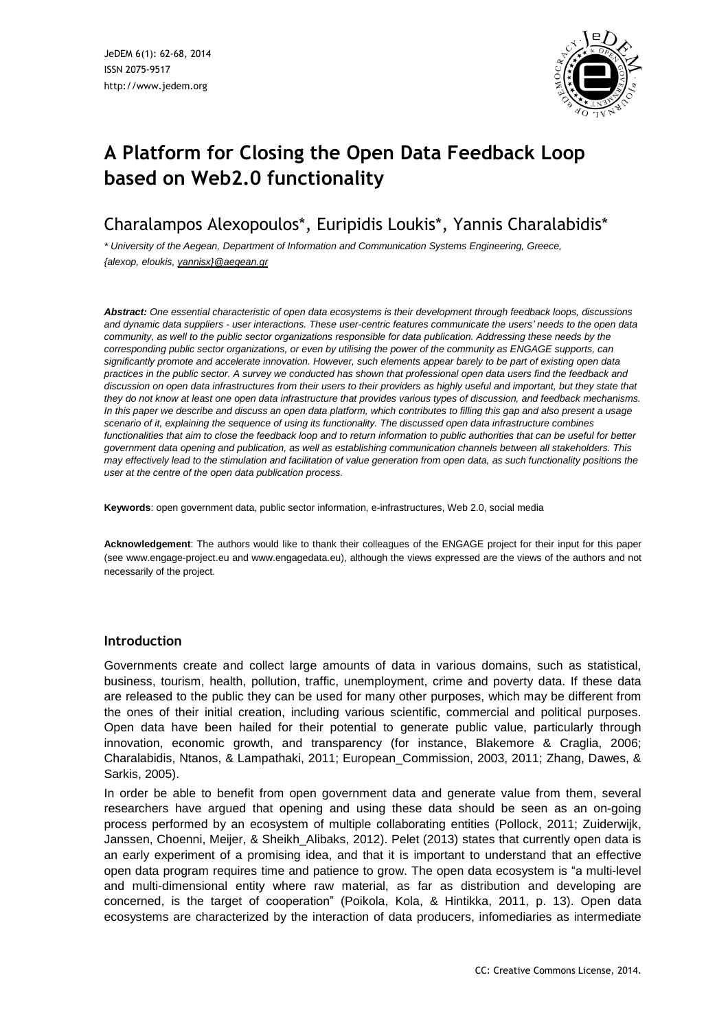# A Platform for Closing the Open Data Feedback Loop based on Web2.0 functionality

## Charalampos Alexopoulos*, Euripidis Loukis*, Yannis Charalabidis*

*\* University of the Aegean, Department of Information and Communication Systems Engineering, Greece, {alexop, eloukis, yannisx}@aegean.gr*

***Abstract:*** *One essential characteristic of open data ecosystems is their development through feedback loops, discussions and dynamic data suppliers - user interactions. These user-centric features communicate the users' needs to the open data community, as well to the public sector organizations responsible for data publication. Addressing these needs by the corresponding public sector organizations, or even by utilising the power of the community as ENGAGE supports, can significantly promote and accelerate innovation. However, such elements appear barely to be part of existing open data practices in the public sector. A survey we conducted has shown that professional open data users find the feedback and discussion on open data infrastructures from their users to their providers as highly useful and important, but they state that they do not know at least one open data infrastructure that provides various types of discussion, and feedback mechanisms. In this paper we describe and discuss an open data platform, which contributes to filling this gap and also present a usage scenario of it, explaining the sequence of using its functionality. The discussed open data infrastructure combines functionalities that aim to close the feedback loop and to return information to public authorities that can be useful for better government data opening and publication, as well as establishing communication channels between all stakeholders. This may effectively lead to the stimulation and facilitation of value generation from open data, as such functionality positions the user at the centre of the open data publication process.*

**Keywords**: open government data, public sector information, e-infrastructures, Web 2.0, social media

**Acknowledgement**: The authors would like to thank their colleagues of the ENGAGE project for their input for this paper (see www.engage-project.eu and www.engagedata.eu), although the views expressed are the views of the authors and not necessarily of the project.

### Introduction

Governments create and collect large amounts of data in various domains, such as statistical, business, tourism, health, pollution, traffic, unemployment, crime and poverty data. If these data are released to the public they can be used for many other purposes, which may be different from the ones of their initial creation, including various scientific, commercial and political purposes. Open data have been hailed for their potential to generate public value, particularly through innovation, economic growth, and transparency (for instance, Blakemore & Craglia, 2006; Charalabidis, Ntanos, & Lampathaki, 2011; European_Commission, 2003, 2011; Zhang, Dawes, & Sarkis, 2005).

In order be able to benefit from open government data and generate value from them, several researchers have argued that opening and using these data should be seen as an on-going process performed by an ecosystem of multiple collaborating entities (Pollock, 2011; Zuiderwijk, Janssen, Choenni, Meijer, & Sheikh_Alibaks, 2012). Pelet (2013) states that currently open data is an early experiment of a promising idea, and that it is important to understand that an effective open data program requires time and patience to grow. The open data ecosystem is "a multi-level and multi-dimensional entity where raw material, as far as distribution and developing are concerned, is the target of cooperation" (Poikola, Kola, & Hintikka, 2011, p. 13). Open data ecosystems are characterized by the interaction of data producers, infomediaries as intermediate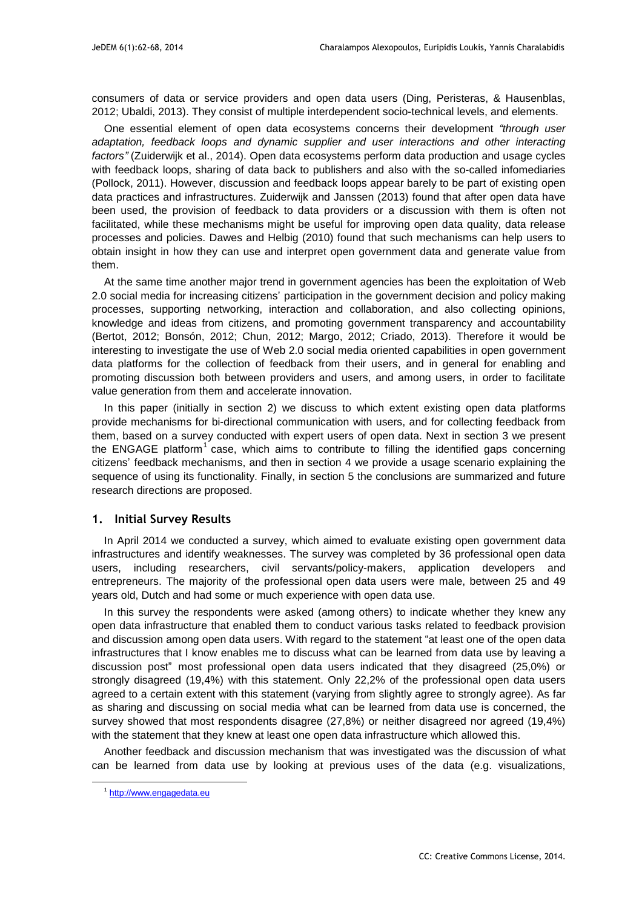consumers of data or service providers and open data users (Ding, Peristeras, & Hausenblas, 2012; Ubaldi, 2013). They consist of multiple interdependent socio-technical levels, and elements.

One essential element of open data ecosystems concerns their development *"through user adaptation, feedback loops and dynamic supplier and user interactions and other interacting factors"* (Zuiderwijk et al., 2014). Open data ecosystems perform data production and usage cycles with feedback loops, sharing of data back to publishers and also with the so-called infomediaries (Pollock, 2011). However, discussion and feedback loops appear barely to be part of existing open data practices and infrastructures. Zuiderwijk and Janssen (2013) found that after open data have been used, the provision of feedback to data providers or a discussion with them is often not facilitated, while these mechanisms might be useful for improving open data quality, data release processes and policies. Dawes and Helbig (2010) found that such mechanisms can help users to obtain insight in how they can use and interpret open government data and generate value from them.

At the same time another major trend in government agencies has been the exploitation of Web 2.0 social media for increasing citizens' participation in the government decision and policy making processes, supporting networking, interaction and collaboration, and also collecting opinions, knowledge and ideas from citizens, and promoting government transparency and accountability (Bertot, 2012; Bonsón, 2012; Chun, 2012; Margo, 2012; Criado, 2013). Therefore it would be interesting to investigate the use of Web 2.0 social media oriented capabilities in open government data platforms for the collection of feedback from their users, and in general for enabling and promoting discussion both between providers and users, and among users, in order to facilitate value generation from them and accelerate innovation.

In this paper (initially in section 2) we discuss to which extent existing open data platforms provide mechanisms for bi-directional communication with users, and for collecting feedback from them, based on a survey conducted with expert users of open data. Next in section 3 we present the ENGAGE platform[1] case, which aims to contribute to filling the identified gaps concerning citizens' feedback mechanisms, and then in section 4 we provide a usage scenario explaining the sequence of using its functionality. Finally, in section 5 the conclusions are summarized and future research directions are proposed.

## 1. Initial Survey Results

In April 2014 we conducted a survey, which aimed to evaluate existing open government data infrastructures and identify weaknesses. The survey was completed by 36 professional open data users, including researchers, civil servants/policy-makers, application developers and entrepreneurs. The majority of the professional open data users were male, between 25 and 49 years old, Dutch and had some or much experience with open data use.

In this survey the respondents were asked (among others) to indicate whether they knew any open data infrastructure that enabled them to conduct various tasks related to feedback provision and discussion among open data users. With regard to the statement "at least one of the open data infrastructures that I know enables me to discuss what can be learned from data use by leaving a discussion post" most professional open data users indicated that they disagreed (25,0%) or strongly disagreed (19,4%) with this statement. Only 22,2% of the professional open data users agreed to a certain extent with this statement (varying from slightly agree to strongly agree). As far as sharing and discussing on social media what can be learned from data use is concerned, the survey showed that most respondents disagree (27,8%) or neither disagreed nor agreed (19,4%) with the statement that they knew at least one open data infrastructure which allowed this.

Another feedback and discussion mechanism that was investigated was the discussion of what can be learned from data use by looking at previous uses of the data (e.g. visualizations,

[1] http://www.engagedata.eu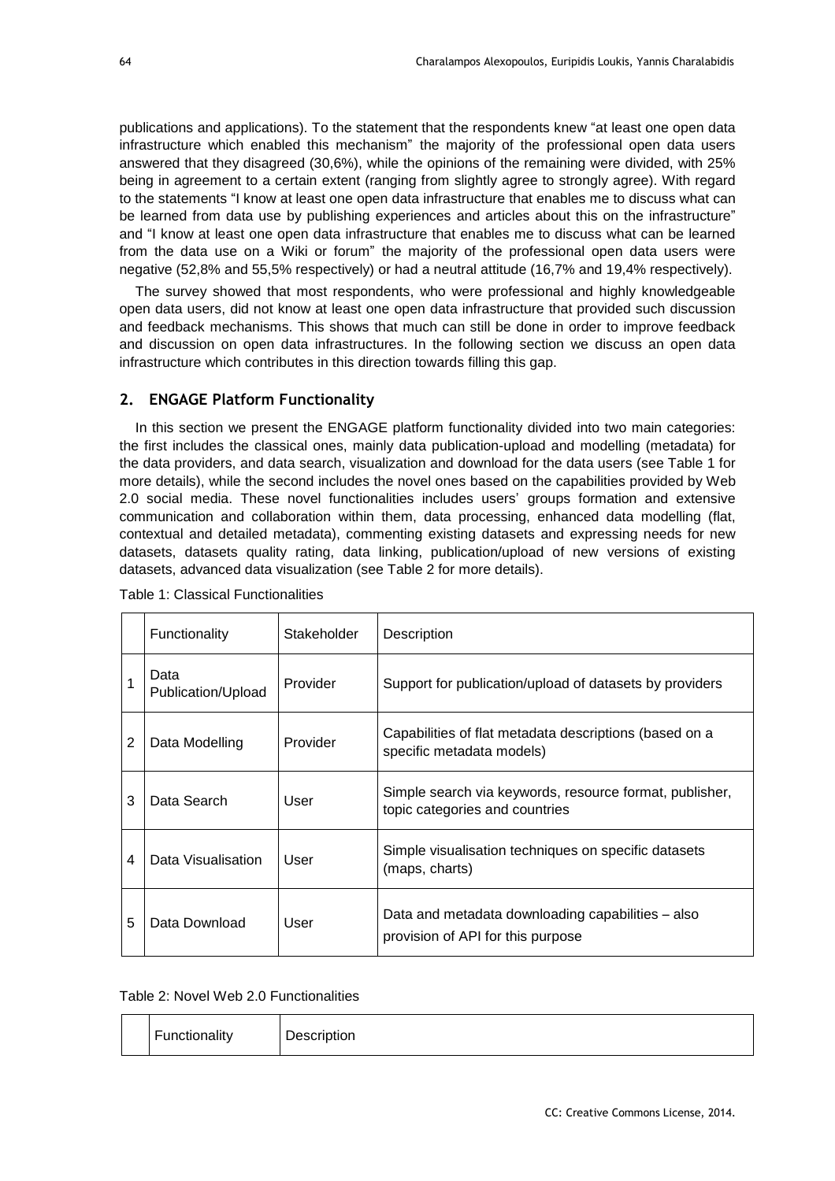publications and applications). To the statement that the respondents knew "at least one open data infrastructure which enabled this mechanism" the majority of the professional open data users answered that they disagreed (30,6%), while the opinions of the remaining were divided, with 25% being in agreement to a certain extent (ranging from slightly agree to strongly agree). With regard to the statements "I know at least one open data infrastructure that enables me to discuss what can be learned from data use by publishing experiences and articles about this on the infrastructure" and "I know at least one open data infrastructure that enables me to discuss what can be learned from the data use on a Wiki or forum" the majority of the professional open data users were negative (52,8% and 55,5% respectively) or had a neutral attitude (16,7% and 19,4% respectively).

The survey showed that most respondents, who were professional and highly knowledgeable open data users, did not know at least one open data infrastructure that provided such discussion and feedback mechanisms. This shows that much can still be done in order to improve feedback and discussion on open data infrastructures. In the following section we discuss an open data infrastructure which contributes in this direction towards filling this gap.

## 2. ENGAGE Platform Functionality

In this section we present the ENGAGE platform functionality divided into two main categories: the first includes the classical ones, mainly data publication-upload and modelling (metadata) for the data providers, and data search, visualization and download for the data users (see Table 1 for more details), while the second includes the novel ones based on the capabilities provided by Web 2.0 social media. These novel functionalities includes users' groups formation and extensive communication and collaboration within them, data processing, enhanced data modelling (flat, contextual and detailed metadata), commenting existing datasets and expressing needs for new datasets, datasets quality rating, data linking, publication/upload of new versions of existing datasets, advanced data visualization (see Table 2 for more details).

Table 1: Classical Functionalities

| | Functionality | Stakeholder | Description |
|---|---|---|---|
| 1 | Data Publication/Upload | Provider | Support for publication/upload of datasets by providers |
| 2 | Data Modelling | Provider | Capabilities of flat metadata descriptions (based on a specific metadata models) |
| 3 | Data Search | User | Simple search via keywords, resource format, publisher, topic categories and countries |
| 4 | Data Visualisation | User | Simple visualisation techniques on specific datasets (maps, charts) |
| 5 | Data Download | User | Data and metadata downloading capabilities – also provision of API for this purpose |

Table 2: Novel Web 2.0 Functionalities

| | Functionality | Description |
|---|---|---|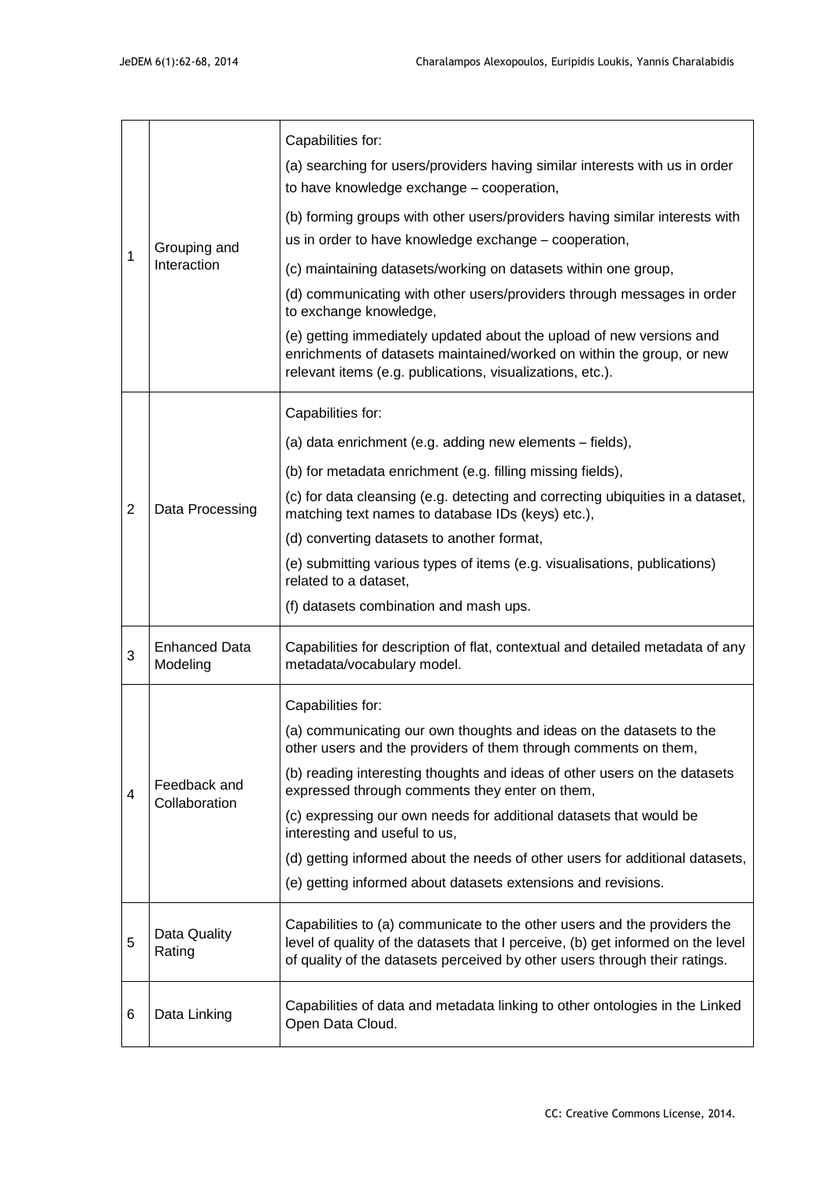| | | |
|---|---|---|
| 1 | Grouping and Interaction | Capabilities for: (a) searching for users/providers having similar interests with us in order to have knowledge exchange – cooperation, (b) forming groups with other users/providers having similar interests with us in order to have knowledge exchange – cooperation, (c) maintaining datasets/working on datasets within one group, (d) communicating with other users/providers through messages in order to exchange knowledge, (e) getting immediately updated about the upload of new versions and enrichments of datasets maintained/worked on within the group, or new relevant items (e.g. publications, visualizations, etc.). |
| 2 | Data Processing | Capabilities for: (a) data enrichment (e.g. adding new elements – fields), (b) for metadata enrichment (e.g. filling missing fields), (c) for data cleansing (e.g. detecting and correcting ubiquities in a dataset, matching text names to database IDs (keys) etc.), (d) converting datasets to another format, (e) submitting various types of items (e.g. visualisations, publications) related to a dataset, (f) datasets combination and mash ups. |
| 3 | Enhanced Data Modeling | Capabilities for description of flat, contextual and detailed metadata of any metadata/vocabulary model. |
| 4 | Feedback and Collaboration | Capabilities for: (a) communicating our own thoughts and ideas on the datasets to the other users and the providers of them through comments on them, (b) reading interesting thoughts and ideas of other users on the datasets expressed through comments they enter on them, (c) expressing our own needs for additional datasets that would be interesting and useful to us, (d) getting informed about the needs of other users for additional datasets, (e) getting informed about datasets extensions and revisions. |
| 5 | Data Quality Rating | Capabilities to (a) communicate to the other users and the providers the level of quality of the datasets that I perceive, (b) get informed on the level of quality of the datasets perceived by other users through their ratings. |
| 6 | Data Linking | Capabilities of data and metadata linking to other ontologies in the Linked Open Data Cloud. |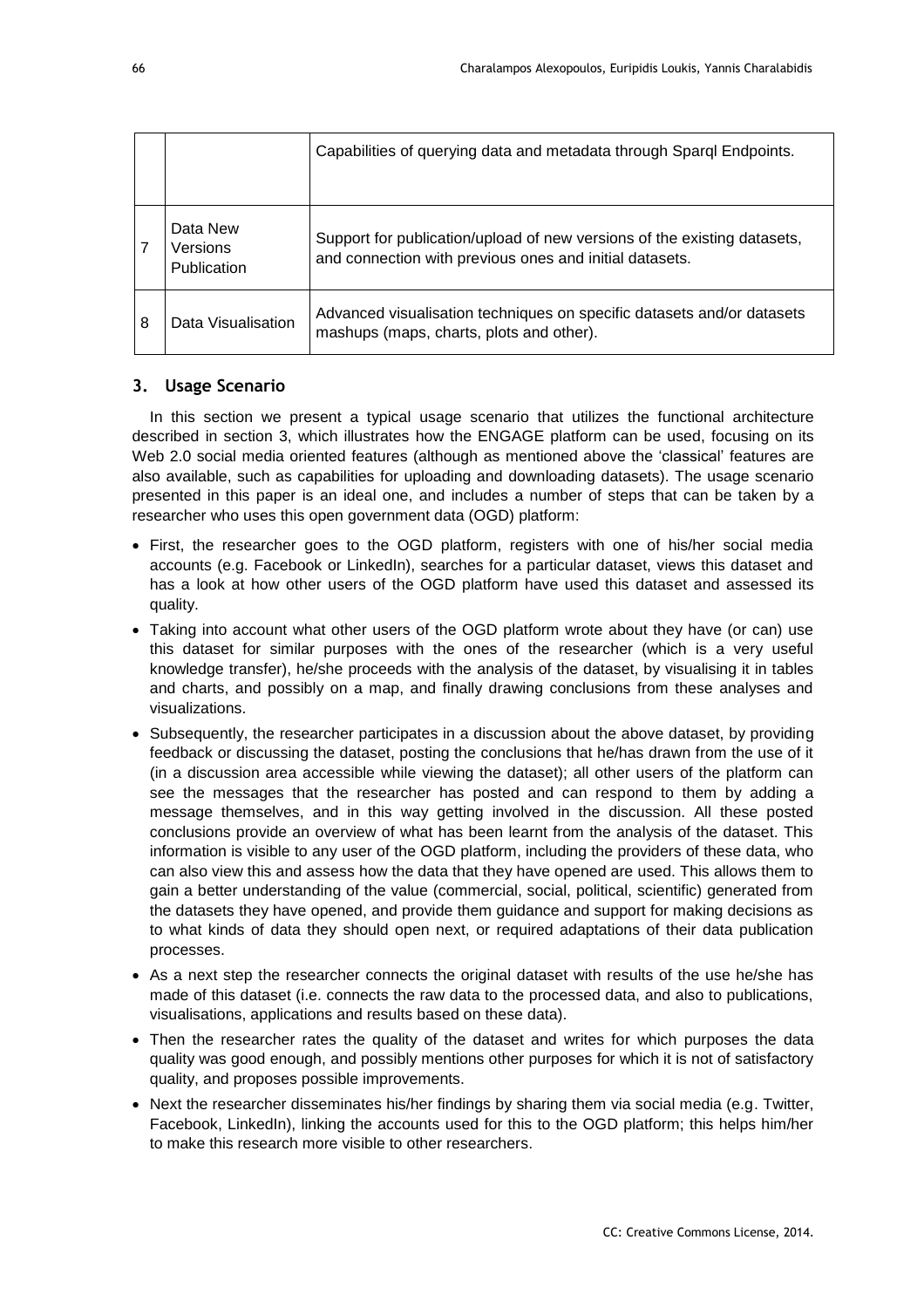|   |   |   |
|---|---|---|
|   |   | Capabilities of querying data and metadata through Sparql Endpoints. |
| 7 | Data New Versions Publication | Support for publication/upload of new versions of the existing datasets, and connection with previous ones and initial datasets. |
| 8 | Data Visualisation | Advanced visualisation techniques on specific datasets and/or datasets mashups (maps, charts, plots and other). |

## 3. Usage Scenario

In this section we present a typical usage scenario that utilizes the functional architecture described in section 3, which illustrates how the ENGAGE platform can be used, focusing on its Web 2.0 social media oriented features (although as mentioned above the 'classical' features are also available, such as capabilities for uploading and downloading datasets). The usage scenario presented in this paper is an ideal one, and includes a number of steps that can be taken by a researcher who uses this open government data (OGD) platform:

- First, the researcher goes to the OGD platform, registers with one of his/her social media accounts (e.g. Facebook or LinkedIn), searches for a particular dataset, views this dataset and has a look at how other users of the OGD platform have used this dataset and assessed its quality.
- Taking into account what other users of the OGD platform wrote about they have (or can) use this dataset for similar purposes with the ones of the researcher (which is a very useful knowledge transfer), he/she proceeds with the analysis of the dataset, by visualising it in tables and charts, and possibly on a map, and finally drawing conclusions from these analyses and visualizations.
- Subsequently, the researcher participates in a discussion about the above dataset, by providing feedback or discussing the dataset, posting the conclusions that he/has drawn from the use of it (in a discussion area accessible while viewing the dataset); all other users of the platform can see the messages that the researcher has posted and can respond to them by adding a message themselves, and in this way getting involved in the discussion. All these posted conclusions provide an overview of what has been learnt from the analysis of the dataset. This information is visible to any user of the OGD platform, including the providers of these data, who can also view this and assess how the data that they have opened are used. This allows them to gain a better understanding of the value (commercial, social, political, scientific) generated from the datasets they have opened, and provide them guidance and support for making decisions as to what kinds of data they should open next, or required adaptations of their data publication processes.
- As a next step the researcher connects the original dataset with results of the use he/she has made of this dataset (i.e. connects the raw data to the processed data, and also to publications, visualisations, applications and results based on these data).
- Then the researcher rates the quality of the dataset and writes for which purposes the data quality was good enough, and possibly mentions other purposes for which it is not of satisfactory quality, and proposes possible improvements.
- Next the researcher disseminates his/her findings by sharing them via social media (e.g. Twitter, Facebook, LinkedIn), linking the accounts used for this to the OGD platform; this helps him/her to make this research more visible to other researchers.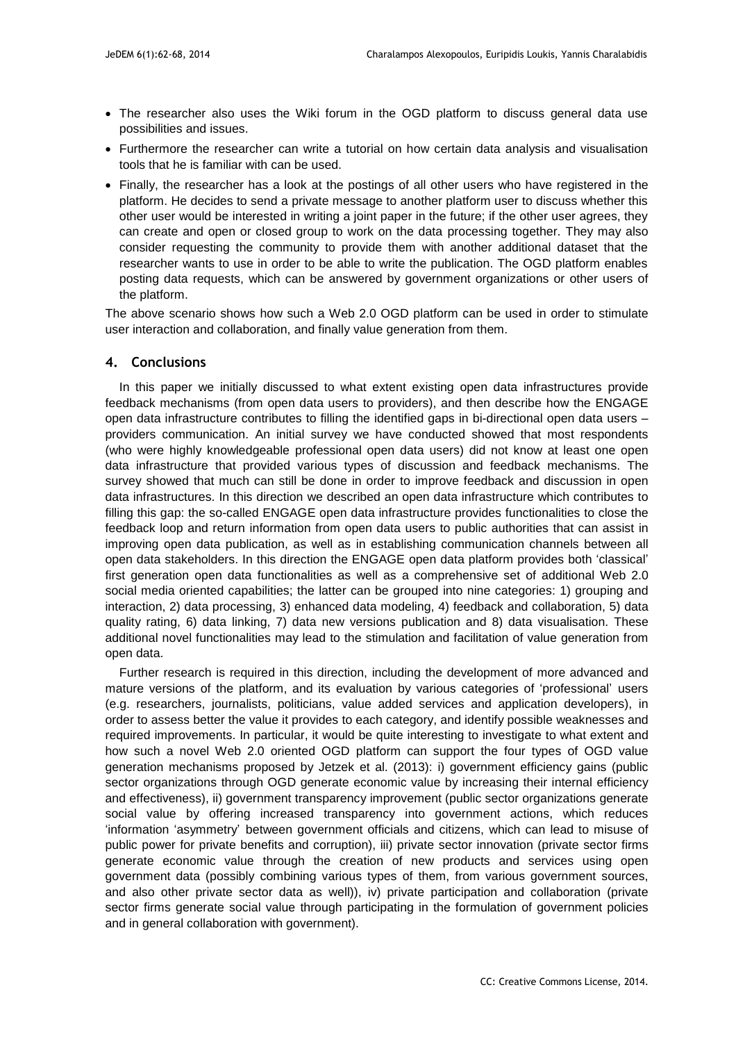- The researcher also uses the Wiki forum in the OGD platform to discuss general data use possibilities and issues.
- Furthermore the researcher can write a tutorial on how certain data analysis and visualisation tools that he is familiar with can be used.
- Finally, the researcher has a look at the postings of all other users who have registered in the platform. He decides to send a private message to another platform user to discuss whether this other user would be interested in writing a joint paper in the future; if the other user agrees, they can create and open or closed group to work on the data processing together. They may also consider requesting the community to provide them with another additional dataset that the researcher wants to use in order to be able to write the publication. The OGD platform enables posting data requests, which can be answered by government organizations or other users of the platform.

The above scenario shows how such a Web 2.0 OGD platform can be used in order to stimulate user interaction and collaboration, and finally value generation from them.

## 4. Conclusions

In this paper we initially discussed to what extent existing open data infrastructures provide feedback mechanisms (from open data users to providers), and then describe how the ENGAGE open data infrastructure contributes to filling the identified gaps in bi-directional open data users – providers communication. An initial survey we have conducted showed that most respondents (who were highly knowledgeable professional open data users) did not know at least one open data infrastructure that provided various types of discussion and feedback mechanisms. The survey showed that much can still be done in order to improve feedback and discussion in open data infrastructures. In this direction we described an open data infrastructure which contributes to filling this gap: the so-called ENGAGE open data infrastructure provides functionalities to close the feedback loop and return information from open data users to public authorities that can assist in improving open data publication, as well as in establishing communication channels between all open data stakeholders. In this direction the ENGAGE open data platform provides both 'classical' first generation open data functionalities as well as a comprehensive set of additional Web 2.0 social media oriented capabilities; the latter can be grouped into nine categories: 1) grouping and interaction, 2) data processing, 3) enhanced data modeling, 4) feedback and collaboration, 5) data quality rating, 6) data linking, 7) data new versions publication and 8) data visualisation. These additional novel functionalities may lead to the stimulation and facilitation of value generation from open data.

Further research is required in this direction, including the development of more advanced and mature versions of the platform, and its evaluation by various categories of 'professional' users (e.g. researchers, journalists, politicians, value added services and application developers), in order to assess better the value it provides to each category, and identify possible weaknesses and required improvements. In particular, it would be quite interesting to investigate to what extent and how such a novel Web 2.0 oriented OGD platform can support the four types of OGD value generation mechanisms proposed by Jetzek et al. (2013): i) government efficiency gains (public sector organizations through OGD generate economic value by increasing their internal efficiency and effectiveness), ii) government transparency improvement (public sector organizations generate social value by offering increased transparency into government actions, which reduces 'information 'asymmetry' between government officials and citizens, which can lead to misuse of public power for private benefits and corruption), iii) private sector innovation (private sector firms generate economic value through the creation of new products and services using open government data (possibly combining various types of them, from various government sources, and also other private sector data as well)), iv) private participation and collaboration (private sector firms generate social value through participating in the formulation of government policies and in general collaboration with government).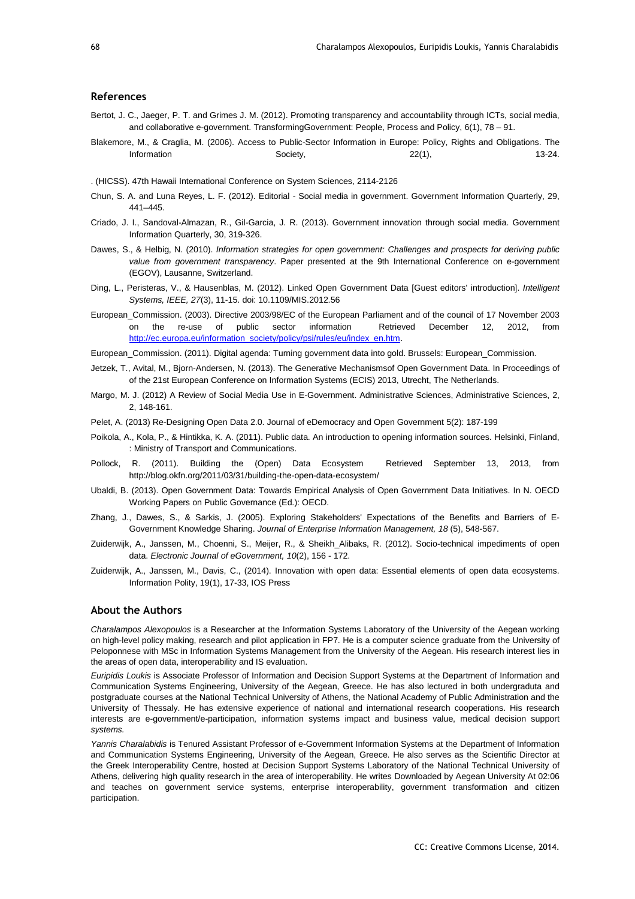## References

Bertot, J. C., Jaeger, P. T. and Grimes J. M. (2012). Promoting transparency and accountability through ICTs, social media, and collaborative e-government. TransformingGovernment: People, Process and Policy, 6(1), 78 – 91.

Blakemore, M., & Craglia, M. (2006). Access to Public-Sector Information in Europe: Policy, Rights and Obligations. The Information Society, 22(1), 13-24.

. (HICSS). 47th Hawaii International Conference on System Sciences, 2114-2126

Chun, S. A. and Luna Reyes, L. F. (2012). Editorial - Social media in government. Government Information Quarterly, 29, 441–445.

Criado, J. I., Sandoval-Almazan, R., Gil-Garcia, J. R. (2013). Government innovation through social media. Government Information Quarterly, 30, 319-326.

Dawes, S., & Helbig, N. (2010). *Information strategies for open government: Challenges and prospects for deriving public value from government transparency*. Paper presented at the 9th International Conference on e-government (EGOV), Lausanne, Switzerland.

Ding, L., Peristeras, V., & Hausenblas, M. (2012). Linked Open Government Data [Guest editors' introduction]. *Intelligent Systems, IEEE, 27*(3), 11-15. doi: 10.1109/MIS.2012.56

European_Commission. (2003). Directive 2003/98/EC of the European Parliament and of the council of 17 November 2003 on the re-use of public sector information Retrieved December 12, 2012, from http://ec.europa.eu/information_society/policy/psi/rules/eu/index_en.htm.

European_Commission. (2011). Digital agenda: Turning government data into gold. Brussels: European_Commission.

Jetzek, T., Avital, M., Bjorn-Andersen, N. (2013). The Generative Mechanismsof Open Government Data. In Proceedings of of the 21st European Conference on Information Systems (ECIS) 2013, Utrecht, The Netherlands.

Margo, M. J. (2012) A Review of Social Media Use in E-Government. Administrative Sciences, Administrative Sciences, 2, 2, 148-161.

Pelet, A. (2013) Re-Designing Open Data 2.0. Journal of eDemocracy and Open Government 5(2): 187-199

Poikola, A., Kola, P., & Hintikka, K. A. (2011). Public data. An introduction to opening information sources. Helsinki, Finland, : Ministry of Transport and Communications.

Pollock, R. (2011). Building the (Open) Data Ecosystem Retrieved September 13, 2013, from http://blog.okfn.org/2011/03/31/building-the-open-data-ecosystem/

Ubaldi, B. (2013). Open Government Data: Towards Empirical Analysis of Open Government Data Initiatives. In N. OECD Working Papers on Public Governance (Ed.): OECD.

Zhang, J., Dawes, S., & Sarkis, J. (2005). Exploring Stakeholders' Expectations of the Benefits and Barriers of E-Government Knowledge Sharing. *Journal of Enterprise Information Management, 18* (5), 548-567.

Zuiderwijk, A., Janssen, M., Choenni, S., Meijer, R., & Sheikh_Alibaks, R. (2012). Socio-technical impediments of open data. *Electronic Journal of eGovernment, 10*(2), 156 - 172.

Zuiderwijk, A., Janssen, M., Davis, C., (2014). Innovation with open data: Essential elements of open data ecosystems. Information Polity, 19(1), 17-33, IOS Press

## About the Authors

*Charalampos Alexopoulos* is a Researcher at the Information Systems Laboratory of the University of the Aegean working on high-level policy making, research and pilot application in FP7. He is a computer science graduate from the University of Peloponnese with MSc in Information Systems Management from the University of the Aegean. His research interest lies in the areas of open data, interoperability and IS evaluation.

*Euripidis Loukis* is Associate Professor of Information and Decision Support Systems at the Department of Information and Communication Systems Engineering, University of the Aegean, Greece. He has also lectured in both undergraduta and postgraduate courses at the National Technical University of Athens, the National Academy of Public Administration and the University of Thessaly. He has extensive experience of national and international research cooperations. His research interests are e-government/e-participation, information systems impact and business value, medical decision support *systems.*

*Yannis Charalabidis* is Tenured Assistant Professor of e-Government Information Systems at the Department of Information and Communication Systems Engineering, University of the Aegean, Greece. He also serves as the Scientific Director at the Greek Interoperability Centre, hosted at Decision Support Systems Laboratory of the National Technical University of Athens, delivering high quality research in the area of interoperability. He writes Downloaded by Aegean University At 02:06 and teaches on government service systems, enterprise interoperability, government transformation and citizen participation.

CC: Creative Commons License, 2014.